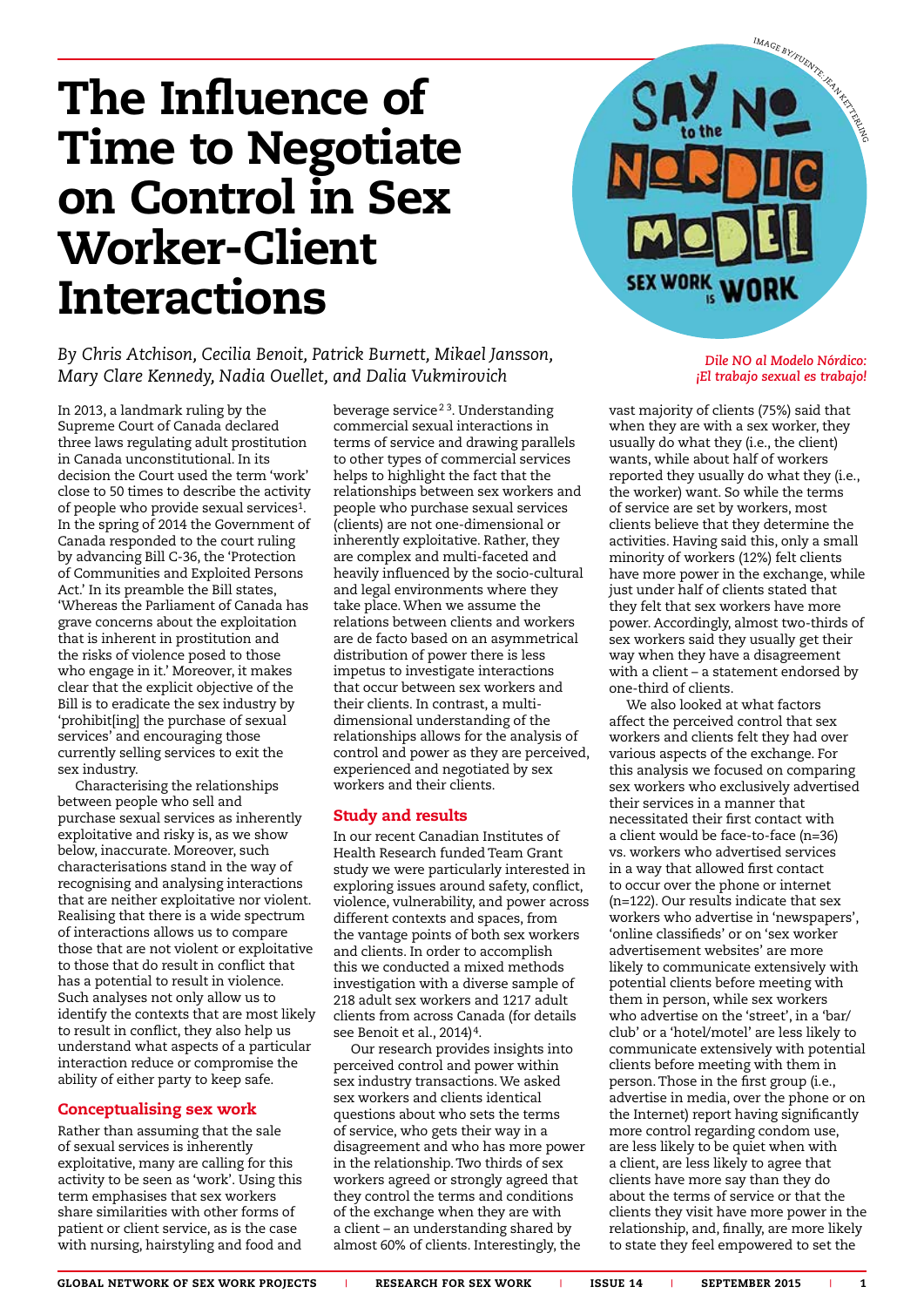# The Influence of Time to Negotiate on Control in Sex Worker-Client Interactions

*By Chris Atchison, Cecilia Benoit, Patrick Burnett, Mikael Jansson, Mary Clare Kennedy, Nadia Ouellet, and Dalia Vukmirovich*

*Dile NO al Modelo Nórdico: ¡El trabajo sexual es trabajo!*

In 2013, a landmark ruling by the Supreme Court of Canada declared three laws regulating adult prostitution in Canada unconstitutional. In its decision the Court used the term 'work' close to 50 times to describe the activity of people who provide sexual services[1]. In the spring of 2014 the Government of Canada responded to the court ruling by advancing Bill C-36, the 'Protection of Communities and Exploited Persons Act.' In its preamble the Bill states, 'Whereas the Parliament of Canada has grave concerns about the exploitation that is inherent in prostitution and the risks of violence posed to those who engage in it.' Moreover, it makes clear that the explicit objective of the Bill is to eradicate the sex industry by 'prohibit[ing] the purchase of sexual services' and encouraging those currently selling services to exit the sex industry.

Characterising the relationships between people who sell and purchase sexual services as inherently exploitative and risky is, as we show below, inaccurate. Moreover, such characterisations stand in the way of recognising and analysing interactions that are neither exploitative nor violent. Realising that there is a wide spectrum of interactions allows us to compare those that are not violent or exploitative to those that do result in conflict that has a potential to result in violence. Such analyses not only allow us to identify the contexts that are most likely to result in conflict, they also help us understand what aspects of a particular interaction reduce or compromise the ability of either party to keep safe.

## Conceptualising sex work

Rather than assuming that the sale of sexual services is inherently exploitative, many are calling for this activity to be seen as 'work'. Using this term emphasises that sex workers share similarities with other forms of patient or client service, as is the case with nursing, hairstyling and food and beverage service[2,3]. Understanding commercial sexual interactions in terms of service and drawing parallels to other types of commercial services helps to highlight the fact that the relationships between sex workers and people who purchase sexual services (clients) are not one-dimensional or inherently exploitative. Rather, they are complex and multi-faceted and heavily influenced by the socio-cultural and legal environments where they take place. When we assume the relations between clients and workers are de facto based on an asymmetrical distribution of power there is less impetus to investigate interactions that occur between sex workers and their clients. In contrast, a multi-dimensional understanding of the relationships allows for the analysis of control and power as they are perceived, experienced and negotiated by sex workers and their clients.

## Study and results

In our recent Canadian Institutes of Health Research funded Team Grant study we were particularly interested in exploring issues around safety, conflict, violence, vulnerability, and power across different contexts and spaces, from the vantage points of both sex workers and clients. In order to accomplish this we conducted a mixed methods investigation with a diverse sample of 218 adult sex workers and 1217 adult clients from across Canada (for details see Benoit et al., 2014)[4].

Our research provides insights into perceived control and power within sex industry transactions. We asked sex workers and clients identical questions about who sets the terms of service, who gets their way in a disagreement and who has more power in the relationship. Two thirds of sex workers agreed or strongly agreed that they control the terms and conditions of the exchange when they are with a client – an understanding shared by almost 60% of clients. Interestingly, the vast majority of clients (75%) said that when they are with a sex worker, they usually do what they (i.e., the client) wants, while about half of workers reported they usually do what they (i.e., the worker) want. So while the terms of service are set by workers, most clients believe that they determine the activities. Having said this, only a small minority of workers (12%) felt clients have more power in the exchange, while just under half of clients stated that they felt that sex workers have more power. Accordingly, almost two-thirds of sex workers said they usually get their way when they have a disagreement with a client – a statement endorsed by one-third of clients.

We also looked at what factors affect the perceived control that sex workers and clients felt they had over various aspects of the exchange. For this analysis we focused on comparing sex workers who exclusively advertised their services in a manner that necessitated their first contact with a client would be face-to-face (n=36) vs. workers who advertised services in a way that allowed first contact to occur over the phone or internet (n=122). Our results indicate that sex workers who advertise in 'newspapers', 'online classifieds' or on 'sex worker advertisement websites' are more likely to communicate extensively with potential clients before meeting with them in person, while sex workers who advertise on the 'street', in a 'bar/club' or a 'hotel/motel' are less likely to communicate extensively with potential clients before meeting with them in person. Those in the first group (i.e., advertise in media, over the phone or on the Internet) report having significantly more control regarding condom use, are less likely to be quiet when with a client, are less likely to agree that clients have more say than they do about the terms of service or that the clients they visit have more power in the relationship, and, finally, are more likely to state they feel empowered to set the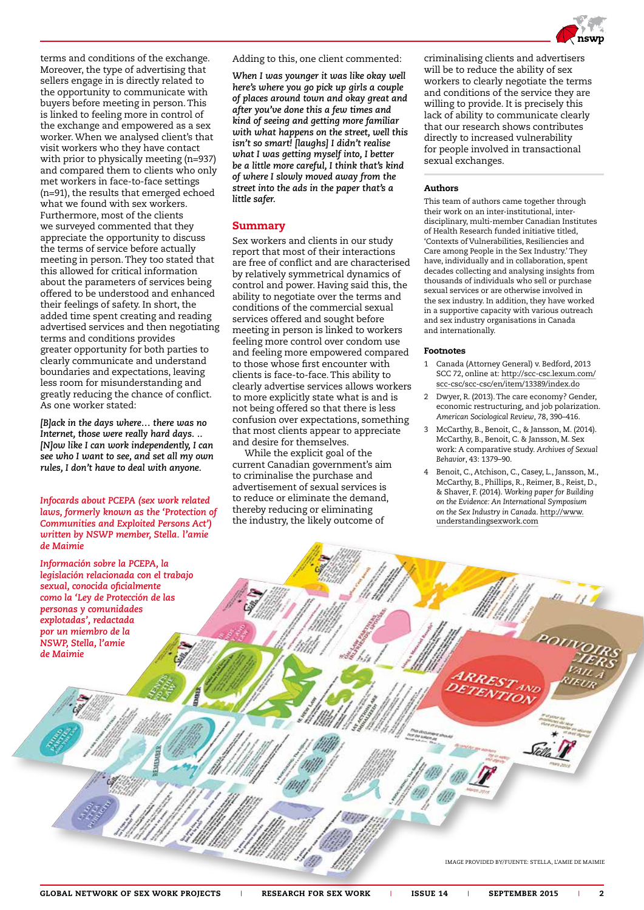terms and conditions of the exchange. Moreover, the type of advertising that sellers engage in is directly related to the opportunity to communicate with buyers before meeting in person. This is linked to feeling more in control of the exchange and empowered as a sex worker. When we analysed client's that visit workers who they have contact with prior to physically meeting (n=937) and compared them to clients who only met workers in face-to-face settings (n=91), the results that emerged echoed what we found with sex workers. Furthermore, most of the clients we surveyed commented that they appreciate the opportunity to discuss the terms of service before actually meeting in person. They too stated that this allowed for critical information about the parameters of services being offered to be understood and enhanced their feelings of safety. In short, the added time spent creating and reading advertised services and then negotiating terms and conditions provides greater opportunity for both parties to clearly communicate and understand boundaries and expectations, leaving less room for misunderstanding and greatly reducing the chance of conflict. As one worker stated:

***[B]ack in the days where… there was no Internet, those were really hard days. .. [N]ow like I can work independently, I can see who I want to see, and set all my own rules, I don't have to deal with anyone.***

*Infocards about PCEPA (sex work related laws, formerly known as the 'Protection of Communities and Exploited Persons Act') written by NSWP member, Stella. l'amie de Maimie*

*Información sobre la PCEPA, la legislación relacionada con el trabajo sexual, conocida oficialmente como la 'Ley de Protección de las personas y comunidades explotadas', redactada por un miembro de la NSWP, Stella, l'amie de Maimie*

Adding to this, one client commented:

***When I was younger it was like okay well here's where you go pick up girls a couple of places around town and okay great and after you've done this a few times and kind of seeing and getting more familiar with what happens on the street, well this isn't so smart! [laughs] I didn't realise what I was getting myself into, I better be a little more careful, I think that's kind of where I slowly moved away from the street into the ads in the paper that's a little safer.***

## Summary

Sex workers and clients in our study report that most of their interactions are free of conflict and are characterised by relatively symmetrical dynamics of control and power. Having said this, the ability to negotiate over the terms and conditions of the commercial sexual services offered and sought before meeting in person is linked to workers feeling more control over condom use and feeling more empowered compared to those whose first encounter with clients is face-to-face. This ability to clearly advertise services allows workers to more explicitly state what is and is not being offered so that there is less confusion over expectations, something that most clients appear to appreciate and desire for themselves.

While the explicit goal of the current Canadian government's aim to criminalise the purchase and advertisement of sexual services is to reduce or eliminate the demand, thereby reducing or eliminating the industry, the likely outcome of criminalising clients and advertisers will be to reduce the ability of sex workers to clearly negotiate the terms and conditions of the service they are willing to provide. It is precisely this lack of ability to communicate clearly that our research shows contributes directly to increased vulnerability for people involved in transactional sexual exchanges.

### Authors

This team of authors came together through their work on an inter-institutional, inter-disciplinary, multi-member Canadian Institutes of Health Research funded initiative titled, 'Contexts of Vulnerabilities, Resiliencies and Care among People in the Sex Industry.' They have, individually and in collaboration, spent decades collecting and analysing insights from thousands of individuals who sell or purchase sexual services or are otherwise involved in the sex industry. In addition, they have worked in a supportive capacity with various outreach and sex industry organisations in Canada and internationally.

### Footnotes

1. Canada (Attorney General) v. Bedford, 2013 SCC 72, online at: http://scc-csc.lexum.com/scc-csc/scc-csc/en/item/13389/index.do
2. Dwyer, R. (2013). The care economy? Gender, economic restructuring, and job polarization. *American Sociological Review*, 78, 390–416.
3. McCarthy, B., Benoit, C., & Jansson, M. (2014). McCarthy, B., Benoit, C. & Jansson, M. Sex work: A comparative study. *Archives of Sexual Behavior*, 43: 1379–90.
4. Benoit, C., Atchison, C., Casey, L., Jansson, M., McCarthy, B., Phillips, R., Reimer, B., Reist, D., & Shaver, F. (2014). *Working paper for Building on the Evidence: An International Symposium on the Sex Industry in Canada*. http://www.understandingsexwork.com

IMAGE PROVIDED BY/FUENTE: STELLA, L'AMIE DE MAIMIE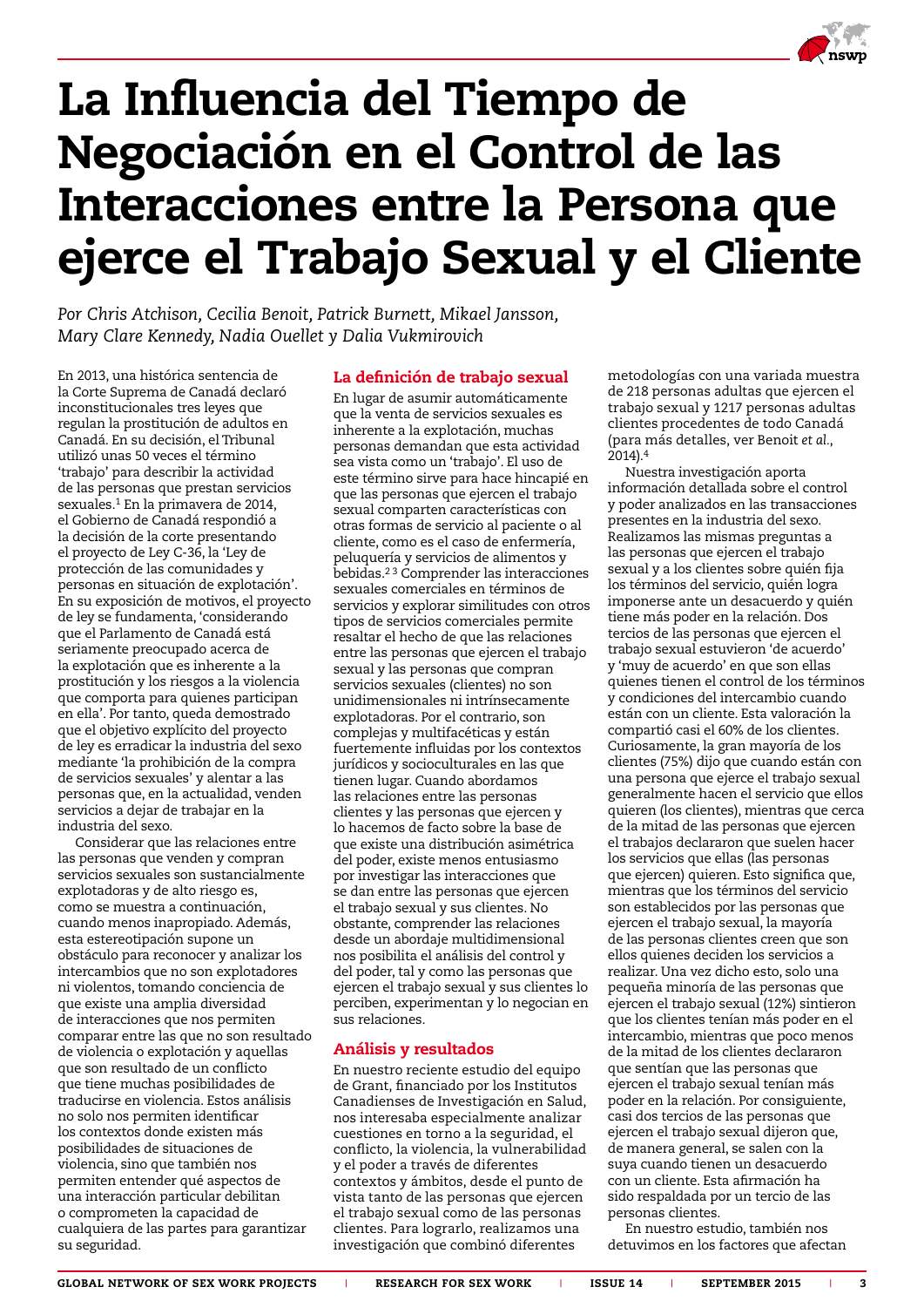# La Influencia del Tiempo de Negociación en el Control de las Interacciones entre la Persona que ejerce el Trabajo Sexual y el Cliente

*Por Chris Atchison, Cecilia Benoit, Patrick Burnett, Mikael Jansson, Mary Clare Kennedy, Nadia Ouellet y Dalia Vukmirovich*

En 2013, una histórica sentencia de la Corte Suprema de Canadá declaró inconstitucionales tres leyes que regulan la prostitución de adultos en Canadá. En su decisión, el Tribunal utilizó unas 50 veces el término 'trabajo' para describir la actividad de las personas que prestan servicios sexuales.[1] En la primavera de 2014, el Gobierno de Canadá respondió a la decisión de la corte presentando el proyecto de Ley C-36, la 'Ley de protección de las comunidades y personas en situación de explotación'. En su exposición de motivos, el proyecto de ley se fundamenta, 'considerando que el Parlamento de Canadá está seriamente preocupado acerca de la explotación que es inherente a la prostitución y los riesgos a la violencia que comporta para quienes participan en ella'. Por tanto, queda demostrado que el objetivo explícito del proyecto de ley es erradicar la industria del sexo mediante 'la prohibición de la compra de servicios sexuales' y alentar a las personas que, en la actualidad, venden servicios a dejar de trabajar en la industria del sexo.

Considerar que las relaciones entre las personas que venden y compran servicios sexuales son sustancialmente explotadoras y de alto riesgo es, como se muestra a continuación, cuando menos inapropiado. Además, esta estereotipación supone un obstáculo para reconocer y analizar los intercambios que no son explotadores ni violentos, tomando conciencia de que existe una amplia diversidad de interacciones que nos permiten comparar entre las que no son resultado de violencia o explotación y aquellas que son resultado de un conflicto que tiene muchas posibilidades de traducirse en violencia. Estos análisis no solo nos permiten identificar los contextos donde existen más posibilidades de situaciones de violencia, sino que también nos permiten entender qué aspectos de una interacción particular debilitan o comprometen la capacidad de cualquiera de las partes para garantizar su seguridad.

## La definición de trabajo sexual

En lugar de asumir automáticamente que la venta de servicios sexuales es inherente a la explotación, muchas personas demandan que esta actividad sea vista como un 'trabajo'. El uso de este término sirve para hace hincapié en que las personas que ejercen el trabajo sexual comparten características con otras formas de servicio al paciente o al cliente, como es el caso de enfermería, peluquería y servicios de alimentos y bebidas.[2,3] Comprender las interacciones sexuales comerciales en términos de servicios y explorar similitudes con otros tipos de servicios comerciales permite resaltar el hecho de que las relaciones entre las personas que ejercen el trabajo sexual y las personas que compran servicios sexuales (clientes) no son unidimensionales ni intrínsecamente explotadoras. Por el contrario, son complejas y multifacéticas y están fuertemente influidas por los contextos jurídicos y socioculturales en las que tienen lugar. Cuando abordamos las relaciones entre las personas clientes y las personas que ejercen y lo hacemos de facto sobre la base de que existe una distribución asimétrica del poder, existe menos entusiasmo por investigar las interacciones que se dan entre las personas que ejercen el trabajo sexual y sus clientes. No obstante, comprender las relaciones desde un abordaje multidimensional nos posibilita el análisis del control y del poder, tal y como las personas que ejercen el trabajo sexual y sus clientes lo perciben, experimentan y lo negocian en sus relaciones.

## Análisis y resultados

En nuestro reciente estudio del equipo de Grant, financiado por los Institutos Canadienses de Investigación en Salud, nos interesaba especialmente analizar cuestiones en torno a la seguridad, el conflicto, la violencia, la vulnerabilidad y el poder a través de diferentes contextos y ámbitos, desde el punto de vista tanto de las personas que ejercen el trabajo sexual como de las personas clientes. Para lograrlo, realizamos una investigación que combinó diferentes metodologías con una variada muestra de 218 personas adultas que ejercen el trabajo sexual y 1217 personas adultas clientes procedentes de todo Canadá (para más detalles, ver Benoit *et al.*, 2014).[4]

Nuestra investigación aporta información detallada sobre el control y poder analizados en las transacciones presentes en la industria del sexo. Realizamos las mismas preguntas a las personas que ejercen el trabajo sexual y a los clientes sobre quién fija los términos del servicio, quién logra imponerse ante un desacuerdo y quién tiene más poder en la relación. Dos tercios de las personas que ejercen el trabajo sexual estuvieron 'de acuerdo' y 'muy de acuerdo' en que son ellas quienes tienen el control de los términos y condiciones del intercambio cuando están con un cliente. Esta valoración la compartió casi el 60% de los clientes. Curiosamente, la gran mayoría de los clientes (75%) dijo que cuando están con una persona que ejerce el trabajo sexual generalmente hacen el servicio que ellos quieren (los clientes), mientras que cerca de la mitad de las personas que ejercen el trabajos declararon que suelen hacer los servicios que ellas (las personas que ejercen) quieren. Esto significa que, mientras que los términos del servicio son establecidos por las personas que ejercen el trabajo sexual, la mayoría de las personas clientes creen que son ellos quienes deciden los servicios a realizar. Una vez dicho esto, solo una pequeña minoría de las personas que ejercen el trabajo sexual (12%) sintieron que los clientes tenían más poder en el intercambio, mientras que poco menos de la mitad de los clientes declararon que sentían que las personas que ejercen el trabajo sexual tenían más poder en la relación. Por consiguiente, casi dos tercios de las personas que ejercen el trabajo sexual dijeron que, de manera general, se salen con la suya cuando tienen un desacuerdo con un cliente. Esta afirmación ha sido respaldada por un tercio de las personas clientes.

En nuestro estudio, también nos detuvimos en los factores que afectan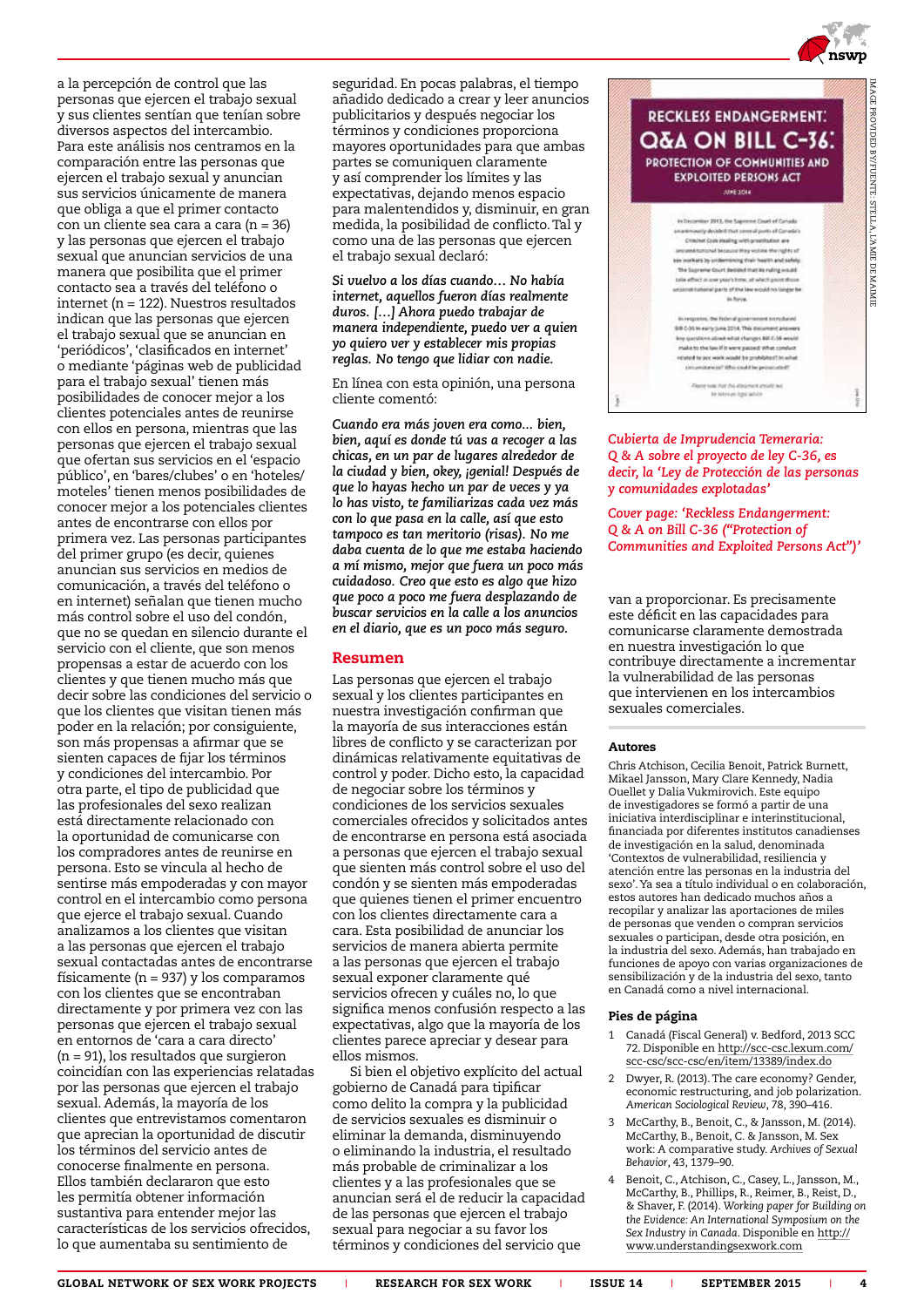a la percepción de control que las personas que ejercen el trabajo sexual y sus clientes sentían que tenían sobre diversos aspectos del intercambio. Para este análisis nos centramos en la comparación entre las personas que ejercen el trabajo sexual y anuncian sus servicios únicamente de manera que obliga a que el primer contacto con un cliente sea cara a cara (n = 36) y las personas que ejercen el trabajo sexual que anuncian servicios de una manera que posibilita que el primer contacto sea a través del teléfono o internet (n = 122). Nuestros resultados indican que las personas que ejercen el trabajo sexual que se anuncian en 'periódicos', 'clasificados en internet' o mediante 'páginas web de publicidad para el trabajo sexual' tienen más posibilidades de conocer mejor a los clientes potenciales antes de reunirse con ellos en persona, mientras que las personas que ejercen el trabajo sexual que ofertan sus servicios en el 'espacio público', en 'bares/clubes' o en 'hoteles/moteles' tienen menos posibilidades de conocer mejor a los potenciales clientes antes de encontrarse con ellos por primera vez. Las personas participantes del primer grupo (es decir, quienes anuncian sus servicios en medios de comunicación, a través del teléfono o en internet) señalan que tienen mucho más control sobre el uso del condón, que no se quedan en silencio durante el servicio con el cliente, que son menos propensas a estar de acuerdo con los clientes y que tienen mucho más que decir sobre las condiciones del servicio o que los clientes que visitan tienen más poder en la relación; por consiguiente, son más propensas a afirmar que se sienten capaces de fijar los términos y condiciones del intercambio. Por otra parte, el tipo de publicidad que las profesionales del sexo realizan está directamente relacionado con la oportunidad de comunicarse con los compradores antes de reunirse en persona. Esto se vincula al hecho de sentirse más empoderadas y con mayor control en el intercambio como persona que ejerce el trabajo sexual. Cuando analizamos a los clientes que visitan a las personas que ejercen el trabajo sexual contactadas antes de encontrarse físicamente (n = 937) y los comparamos con los clientes que se encontraban directamente y por primera vez con las personas que ejercen el trabajo sexual en entornos de 'cara a cara directo' (n = 91), los resultados que surgieron coincidían con las experiencias relatadas por las personas que ejercen el trabajo sexual. Además, la mayoría de los clientes que entrevistamos comentaron que aprecian la oportunidad de discutir los términos del servicio antes de conocerse finalmente en persona. Ellos también declararon que esto les permitía obtener información sustantiva para entender mejor las características de los servicios ofrecidos, lo que aumentaba su sentimiento de seguridad. En pocas palabras, el tiempo añadido dedicado a crear y leer anuncios publicitarios y después negociar los términos y condiciones proporciona mayores oportunidades para que ambas partes se comuniquen claramente y así comprender los límites y las expectativas, dejando menos espacio para malentendidos y, disminuir, en gran medida, la posibilidad de conflicto. Tal y como una de las personas que ejercen el trabajo sexual declaró:

***Si vuelvo a los días cuando… No había internet, aquellos fueron días realmente duros. […] Ahora puedo trabajar de manera independiente, puedo ver a quien yo quiero ver y establecer mis propias reglas. No tengo que lidiar con nadie.***

En línea con esta opinión, una persona cliente comentó:

***Cuando era más joven era como… bien, bien, aquí es donde tú vas a recoger a las chicas, en un par de lugares alrededor de la ciudad y bien, okey, ¡genial! Después de que lo hayas hecho un par de veces y ya lo has visto, te familiarizas cada vez más con lo que pasa en la calle, así que esto tampoco es tan meritorio (risas). No me daba cuenta de lo que me estaba haciendo a mí mismo, mejor que fuera un poco más cuidadoso. Creo que esto es algo que hizo que poco a poco me fuera desplazando de buscar servicios en la calle a los anuncios en el diario, que es un poco más seguro.***

## Resumen

Las personas que ejercen el trabajo sexual y los clientes participantes en nuestra investigación confirman que la mayoría de sus interacciones están libres de conflicto y se caracterizan por dinámicas relativamente equitativas de control y poder. Dicho esto, la capacidad de negociar sobre los términos y condiciones de los servicios sexuales comerciales ofrecidos y solicitados antes de encontrarse en persona está asociada a personas que ejercen el trabajo sexual que sienten más control sobre el uso del condón y se sienten más empoderadas que quienes tienen el primer encuentro con los clientes directamente cara a cara. Esta posibilidad de anunciar los servicios de manera abierta permite a las personas que ejercen el trabajo sexual exponer claramente qué servicios ofrecen y cuáles no, lo que significa menos confusión respecto a las expectativas, algo que la mayoría de los clientes parece apreciar y desear para ellos mismos.

Si bien el objetivo explícito del actual gobierno de Canadá para tipificar como delito la compra y la publicidad de servicios sexuales es disminuir o eliminar la demanda, disminuyendo o eliminando la industria, el resultado más probable de criminalizar a los clientes y a las profesionales que se anuncian será el de reducir la capacidad de las personas que ejercen el trabajo sexual para negociar a su favor los términos y condiciones del servicio que van a proporcionar. Es precisamente este déficit en las capacidades para comunicarse claramente demostrada en nuestra investigación lo que contribuye directamente a incrementar la vulnerabilidad de las personas que intervienen en los intercambios sexuales comerciales.

IMAGE PROVIDED BY/FUENTE: STELLA, L'AMIE DE MAIMIE

*Cubierta de Imprudencia Temeraria: Q & A sobre el proyecto de ley C-36, es decir, la 'Ley de Protección de las personas y comunidades explotadas'*

*Cover page: 'Reckless Endangerment: Q & A on Bill C-36 ("Protection of Communities and Exploited Persons Act")'*

### Autores

Chris Atchison, Cecilia Benoit, Patrick Burnett, Mikael Jansson, Mary Clare Kennedy, Nadia Ouellet y Dalia Vukmirovich. Este equipo de investigadores se formó a partir de una iniciativa interdisciplinar e interinstitucional, financiada por diferentes institutos canadienses de investigación en la salud, denominada 'Contextos de vulnerabilidad, resiliencia y atención entre las personas en la industria del sexo'. Ya sea a título individual o en colaboración, estos autores han dedicado muchos años a recopilar y analizar las aportaciones de miles de personas que venden o compran servicios sexuales o participan, desde otra posición, en la industria del sexo. Además, han trabajado en funciones de apoyo con varias organizaciones de sensibilización y de la industria del sexo, tanto en Canadá como a nivel internacional.

### Pies de página

1. Canadá (Fiscal General) v. Bedford, 2013 SCC 72. Disponible en http://scc-csc.lexum.com/scc-csc/scc-csc/en/item/13389/index.do
2. Dwyer, R. (2013). The care economy? Gender, economic restructuring, and job polarization. *American Sociological Review*, 78, 390–416.
3. McCarthy, B., Benoit, C., & Jansson, M. (2014). McCarthy, B., Benoit, C. & Jansson, M. Sex work: A comparative study. *Archives of Sexual Behavior*, 43, 1379–90.
4. Benoit, C., Atchison, C., Casey, L., Jansson, M., McCarthy, B., Phillips, R., Reimer, B., Reist, D., & Shaver, F. (2014). *Working paper for Building on the Evidence: An International Symposium on the Sex Industry in Canada*. Disponible en http://www.understandingsexwork.com